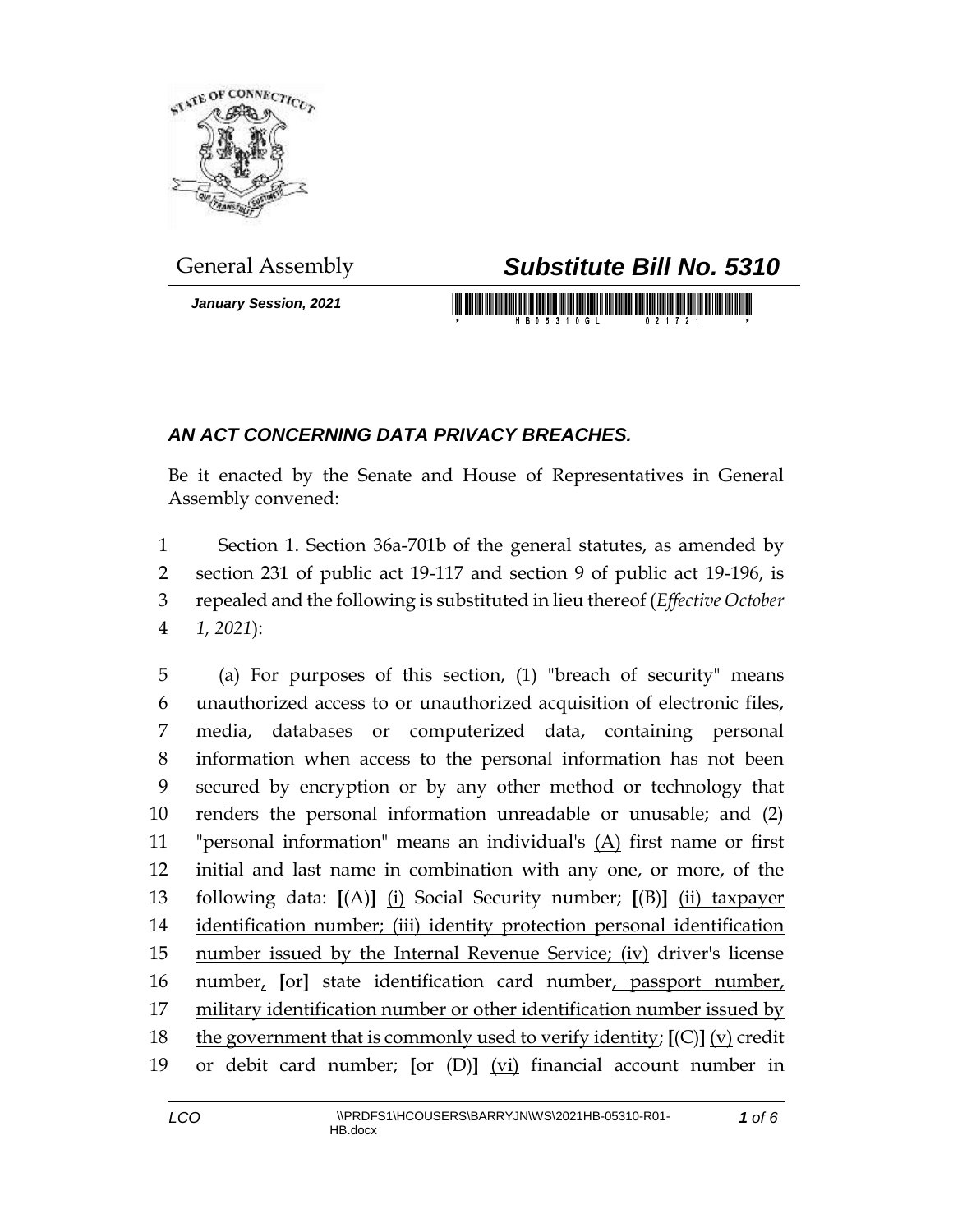General Assembly

# *Substitute Bill No. 5310*

***January Session, 2021***

## *AN ACT CONCERNING DATA PRIVACY BREACHES.*

Be it enacted by the Senate and House of Representatives in General Assembly convened:

1 Section 1. Section 36a-701b of the general statutes, as amended by
2 section 231 of public act 19-117 and section 9 of public act 19-196, is
3 repealed and the following is substituted in lieu thereof (*Effective October*
4 *1, 2021*):

5 (a) For purposes of this section, (1) "breach of security" means
6 unauthorized access to or unauthorized acquisition of electronic files,
7 media, databases or computerized data, containing personal
8 information when access to the personal information has not been
9 secured by encryption or by any other method or technology that
10 renders the personal information unreadable or unusable; and (2)
11 "personal information" means an individual's <u>(A)</u> first name or first
12 initial and last name in combination with any one, or more, of the
13 following data: **[**(A)**]** <u>(i)</u> Social Security number; **[**(B)**]** <u>(ii) taxpayer</u>
14 <u>identification number; (iii) identity protection personal identification</u>
15 <u>number issued by the Internal Revenue Service; (iv)</u> driver's license
16 number<u>,</u> **[**or**]** state identification card number<u>, passport number,</u>
17 <u>military identification number or other identification number issued by</u>
18 <u>the government that is commonly used to verify identity</u>; **[**(C)**]** <u>(v)</u> credit
19 or debit card number; **[**or (D)**]** <u>(vi)</u> financial account number in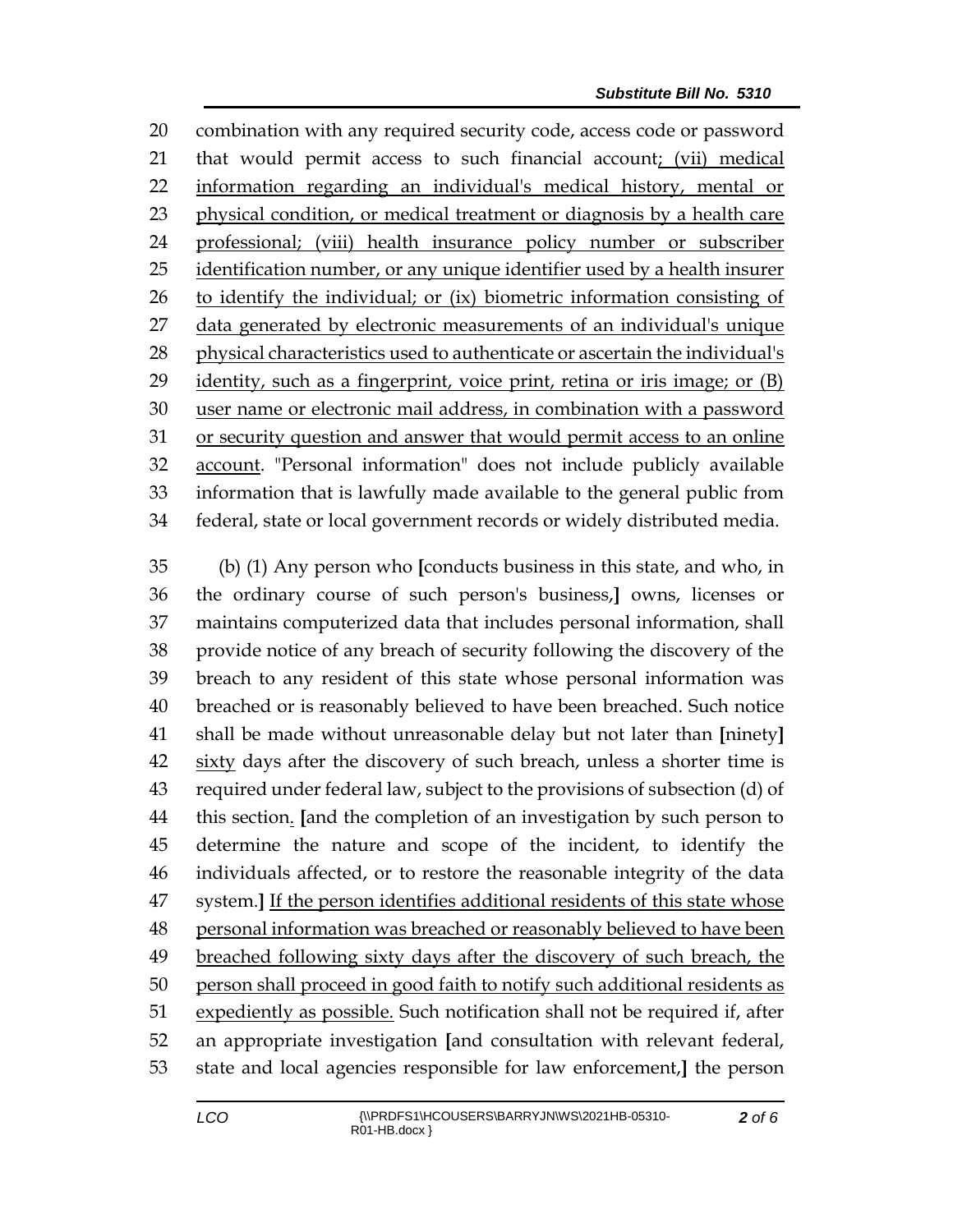combination with any required security code, access code or password that would permit access to such financial account; (vii) medical information regarding an individual's medical history, mental or physical condition, or medical treatment or diagnosis by a health care professional; (viii) health insurance policy number or subscriber identification number, or any unique identifier used by a health insurer to identify the individual; or (ix) biometric information consisting of data generated by electronic measurements of an individual's unique physical characteristics used to authenticate or ascertain the individual's identity, such as a fingerprint, voice print, retina or iris image; or (B) user name or electronic mail address, in combination with a password or security question and answer that would permit access to an online account. "Personal information" does not include publicly available information that is lawfully made available to the general public from federal, state or local government records or widely distributed media.

(b) (1) Any person who [conducts business in this state, and who, in the ordinary course of such person's business,] owns, licenses or maintains computerized data that includes personal information, shall provide notice of any breach of security following the discovery of the breach to any resident of this state whose personal information was breached or is reasonably believed to have been breached. Such notice shall be made without unreasonable delay but not later than [ninety] sixty days after the discovery of such breach, unless a shorter time is required under federal law, subject to the provisions of subsection (d) of this section. [and the completion of an investigation by such person to determine the nature and scope of the incident, to identify the individuals affected, or to restore the reasonable integrity of the data system.] If the person identifies additional residents of this state whose personal information was breached or reasonably believed to have been breached following sixty days after the discovery of such breach, the person shall proceed in good faith to notify such additional residents as expediently as possible. Such notification shall not be required if, after an appropriate investigation [and consultation with relevant federal, state and local agencies responsible for law enforcement,] the person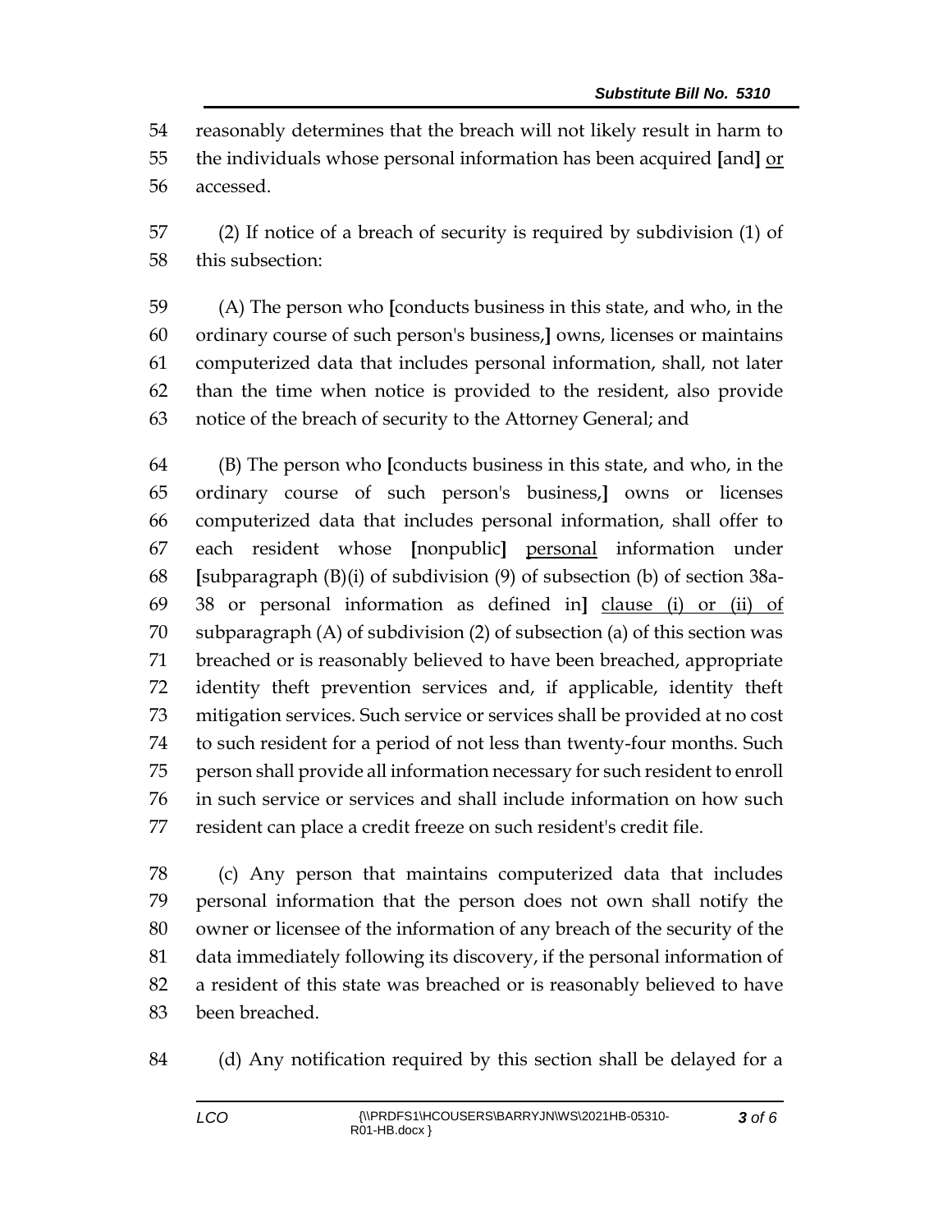reasonably determines that the breach will not likely result in harm to the individuals whose personal information has been acquired [and] <u>or</u> accessed.

(2) If notice of a breach of security is required by subdivision (1) of this subsection:

(A) The person who [conducts business in this state, and who, in the ordinary course of such person's business,] owns, licenses or maintains computerized data that includes personal information, shall, not later than the time when notice is provided to the resident, also provide notice of the breach of security to the Attorney General; and

(B) The person who [conducts business in this state, and who, in the ordinary course of such person's business,] owns or licenses computerized data that includes personal information, shall offer to each resident whose [nonpublic] <u>personal</u> information under [subparagraph (B)(i) of subdivision (9) of subsection (b) of section 38a-38 or personal information as defined in] <u>clause (i) or (ii) of</u> subparagraph (A) of subdivision (2) of subsection (a) of this section was breached or is reasonably believed to have been breached, appropriate identity theft prevention services and, if applicable, identity theft mitigation services. Such service or services shall be provided at no cost to such resident for a period of not less than twenty-four months. Such person shall provide all information necessary for such resident to enroll in such service or services and shall include information on how such resident can place a credit freeze on such resident's credit file.

(c) Any person that maintains computerized data that includes personal information that the person does not own shall notify the owner or licensee of the information of any breach of the security of the data immediately following its discovery, if the personal information of a resident of this state was breached or is reasonably believed to have been breached.

(d) Any notification required by this section shall be delayed for a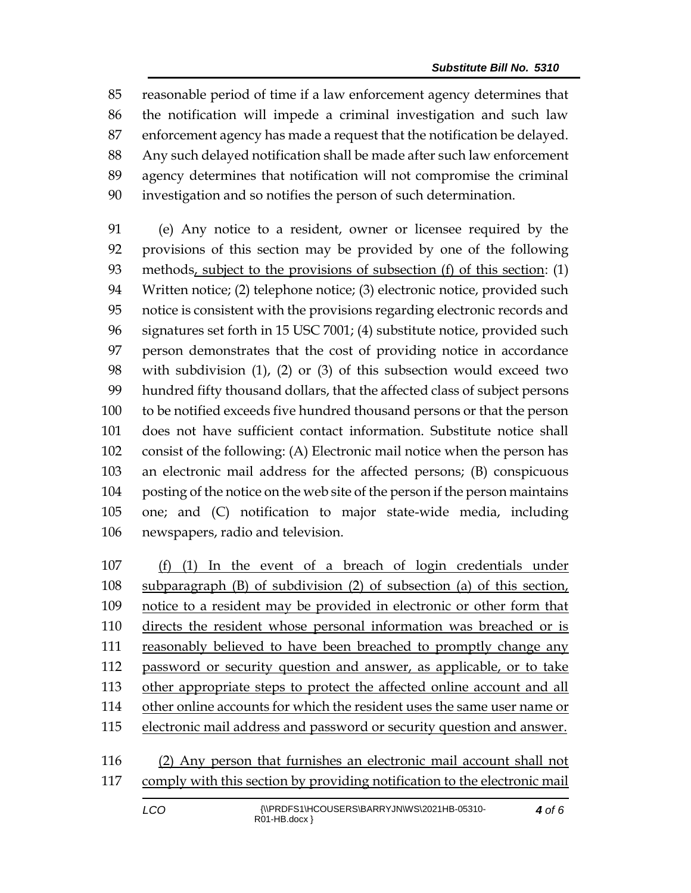reasonable period of time if a law enforcement agency determines that the notification will impede a criminal investigation and such law enforcement agency has made a request that the notification be delayed. Any such delayed notification shall be made after such law enforcement agency determines that notification will not compromise the criminal investigation and so notifies the person of such determination.

(e) Any notice to a resident, owner or licensee required by the provisions of this section may be provided by one of the following methods<u>, subject to the provisions of subsection (f) of this section</u>: (1) Written notice; (2) telephone notice; (3) electronic notice, provided such notice is consistent with the provisions regarding electronic records and signatures set forth in 15 USC 7001; (4) substitute notice, provided such person demonstrates that the cost of providing notice in accordance with subdivision (1), (2) or (3) of this subsection would exceed two hundred fifty thousand dollars, that the affected class of subject persons to be notified exceeds five hundred thousand persons or that the person does not have sufficient contact information. Substitute notice shall consist of the following: (A) Electronic mail notice when the person has an electronic mail address for the affected persons; (B) conspicuous posting of the notice on the web site of the person if the person maintains one; and (C) notification to major state-wide media, including newspapers, radio and television.

<u>(f) (1) In the event of a breach of login credentials under subparagraph (B) of subdivision (2) of subsection (a) of this section, notice to a resident may be provided in electronic or other form that directs the resident whose personal information was breached or is reasonably believed to have been breached to promptly change any password or security question and answer, as applicable, or to take other appropriate steps to protect the affected online account and all other online accounts for which the resident uses the same user name or electronic mail address and password or security question and answer.</u>

<u>(2) Any person that furnishes an electronic mail account shall not comply with this section by providing notification to the electronic mail</u>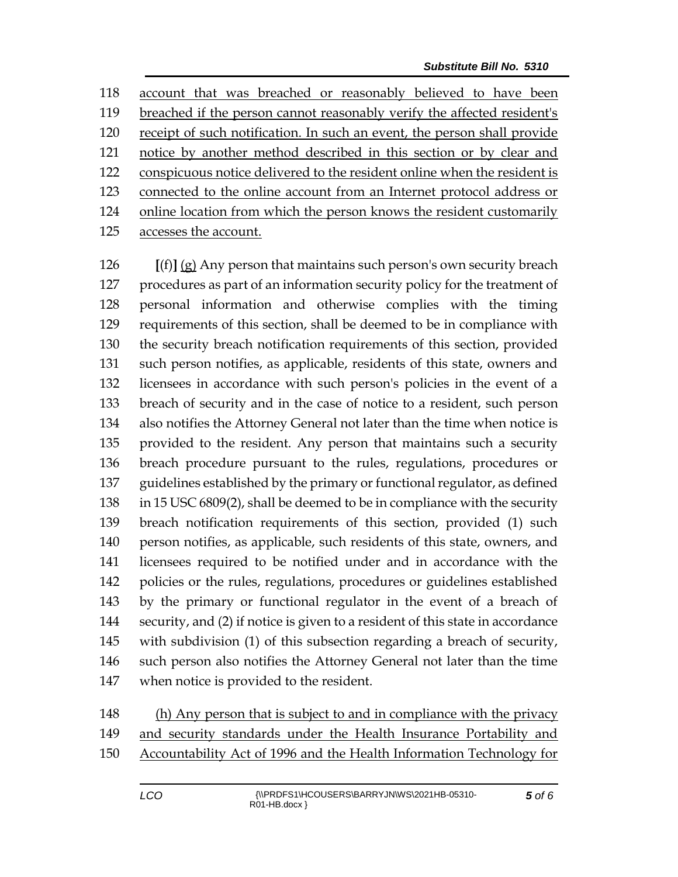account that was breached or reasonably believed to have been breached if the person cannot reasonably verify the affected resident's receipt of such notification. In such an event, the person shall provide notice by another method described in this section or by clear and conspicuous notice delivered to the resident online when the resident is connected to the online account from an Internet protocol address or online location from which the person knows the resident customarily accesses the account.

[(f)] (g) Any person that maintains such person's own security breach procedures as part of an information security policy for the treatment of personal information and otherwise complies with the timing requirements of this section, shall be deemed to be in compliance with the security breach notification requirements of this section, provided such person notifies, as applicable, residents of this state, owners and licensees in accordance with such person's policies in the event of a breach of security and in the case of notice to a resident, such person also notifies the Attorney General not later than the time when notice is provided to the resident. Any person that maintains such a security breach procedure pursuant to the rules, regulations, procedures or guidelines established by the primary or functional regulator, as defined in 15 USC 6809(2), shall be deemed to be in compliance with the security breach notification requirements of this section, provided (1) such person notifies, as applicable, such residents of this state, owners, and licensees required to be notified under and in accordance with the policies or the rules, regulations, procedures or guidelines established by the primary or functional regulator in the event of a breach of security, and (2) if notice is given to a resident of this state in accordance with subdivision (1) of this subsection regarding a breach of security, such person also notifies the Attorney General not later than the time when notice is provided to the resident.

(h) Any person that is subject to and in compliance with the privacy and security standards under the Health Insurance Portability and Accountability Act of 1996 and the Health Information Technology for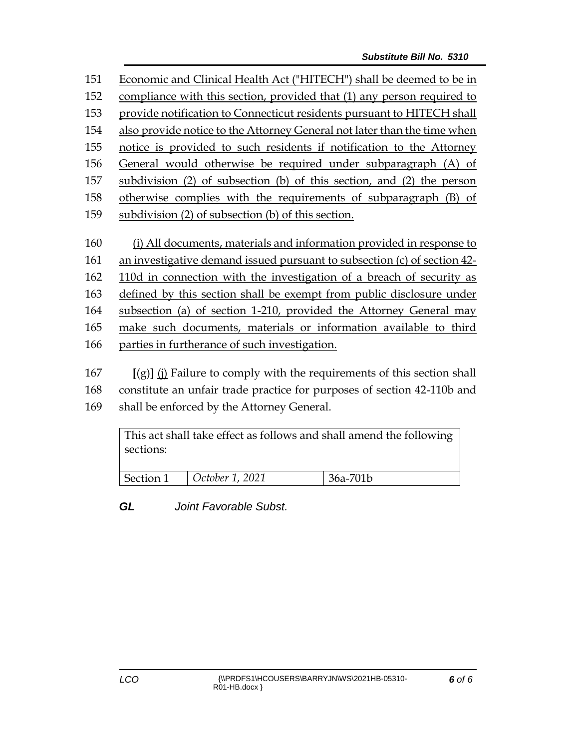151 Economic and Clinical Health Act ("HITECH") shall be deemed to be in
152 compliance with this section, provided that (1) any person required to
153 provide notification to Connecticut residents pursuant to HITECH shall
154 also provide notice to the Attorney General not later than the time when
155 notice is provided to such residents if notification to the Attorney
156 General would otherwise be required under subparagraph (A) of
157 subdivision (2) of subsection (b) of this section, and (2) the person
158 otherwise complies with the requirements of subparagraph (B) of
159 subdivision (2) of subsection (b) of this section.

160 (i) All documents, materials and information provided in response to
161 an investigative demand issued pursuant to subsection (c) of section 42-
162 110d in connection with the investigation of a breach of security as
163 defined by this section shall be exempt from public disclosure under
164 subsection (a) of section 1-210, provided the Attorney General may
165 make such documents, materials or information available to third
166 parties in furtherance of such investigation.

167 **[**(g)**]** (j) Failure to comply with the requirements of this section shall
168 constitute an unfair trade practice for purposes of section 42-110b and
169 shall be enforced by the Attorney General.

| This act shall take effect as follows and shall amend the following sections: | | |
|---|---|---|
| Section 1 | *October 1, 2021* | 36a-701b |

***GL*** *Joint Favorable Subst.*